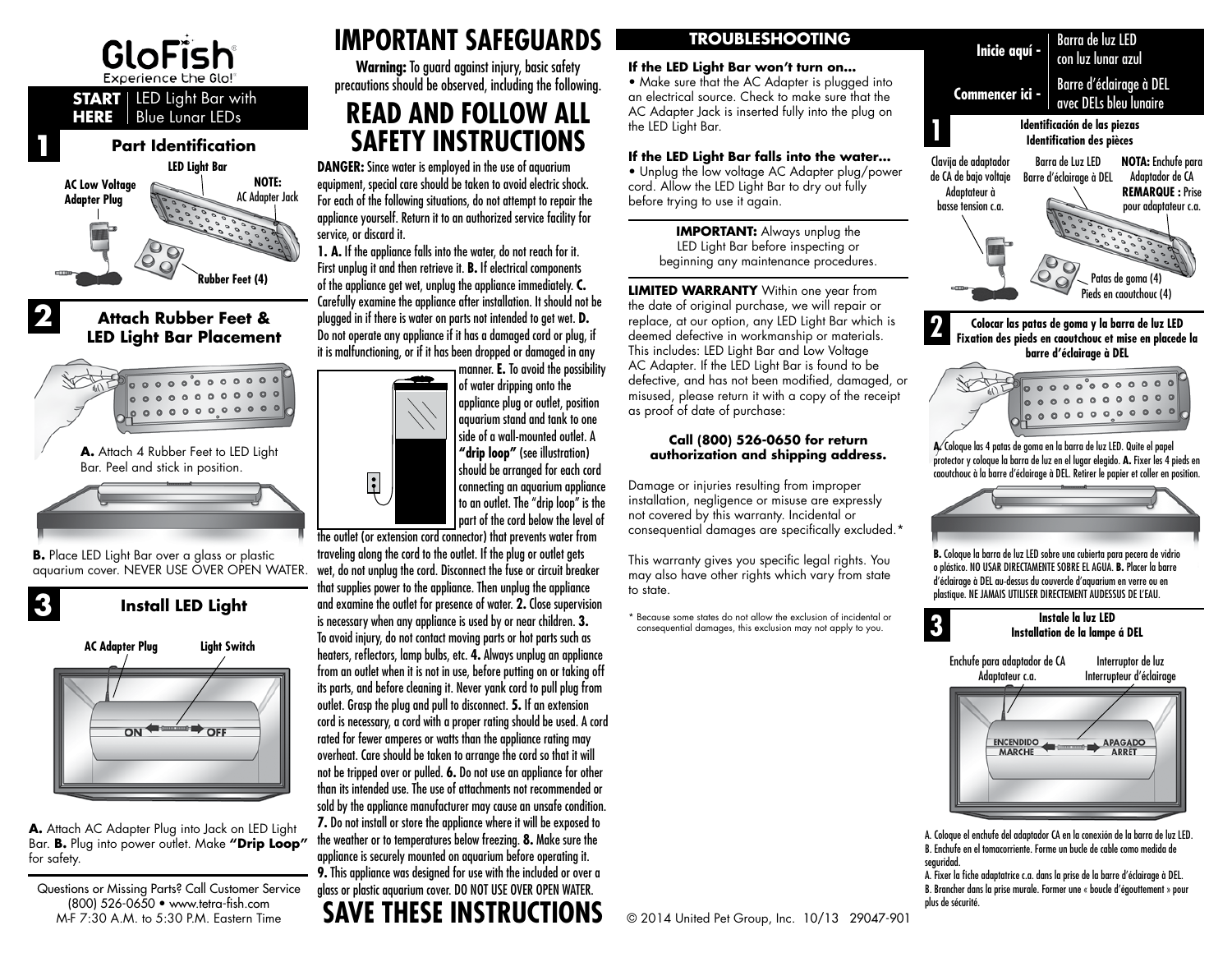# GloFish®

Experience the Glo!®

**START HERE** | LED Light Bar with Blue Lunar LEDs

## 1 Part Identification

LED Light Bar

AC Low Voltage Adapter Plug

**NOTE:** AC Adapter Jack

Rubber Feet (4)

## 2 Attach Rubber Feet & LED Light Bar Placement

**A.** Attach 4 Rubber Feet to LED Light Bar. Peel and stick in position.

**B.** Place LED Light Bar over a glass or plastic aquarium cover. NEVER USE OVER OPEN WATER.

## 3 Install LED Light

AC Adapter Plug

Light Switch

ON OFF

**A.** Attach AC Adapter Plug into Jack on LED Light Bar. **B.** Plug into power outlet. Make **"Drip Loop"** for safety.

Questions or Missing Parts? Call Customer Service (800) 526-0650 • www.tetra-fish.com M-F 7:30 A.M. to 5:30 P.M. Eastern Time

# IMPORTANT SAFEGUARDS

**Warning:** To guard against injury, basic safety precautions should be observed, including the following.

# READ AND FOLLOW ALL SAFETY INSTRUCTIONS

**DANGER:** Since water is employed in the use of aquarium equipment, special care should be taken to avoid electric shock. For each of the following situations, do not attempt to repair the appliance yourself. Return it to an authorized service facility for service, or discard it.

**1. A.** If the appliance falls into the water, do not reach for it. First unplug it and then retrieve it. **B.** If electrical components of the appliance get wet, unplug the appliance immediately. **C.** Carefully examine the appliance after installation. It should not be plugged in if there is water on parts not intended to get wet. **D.** Do not operate any appliance if it has a damaged cord or plug, if it is malfunctioning, or if it has been dropped or damaged in any manner. **E.** To avoid the possibility of water dripping onto the appliance plug or outlet, position aquarium stand and tank to one side of a wall-mounted outlet. A **"drip loop"** (see illustration) should be arranged for each cord connecting an aquarium appliance to an outlet. The "drip loop" is the part of the cord below the level of the outlet (or extension cord connector) that prevents water from traveling along the cord to the outlet. If the plug or outlet gets wet, do not unplug the cord. Disconnect the fuse or circuit breaker that supplies power to the appliance. Then unplug the appliance and examine the outlet for presence of water. **2.** Close supervision is necessary when any appliance is used by or near children. **3.** To avoid injury, do not contact moving parts or hot parts such as heaters, reflectors, lamp bulbs, etc. **4.** Always unplug an appliance from an outlet when it is not in use, before putting on or taking off its parts, and before cleaning it. Never yank cord to pull plug from outlet. Grasp the plug and pull to disconnect. **5.** If an extension cord is necessary, a cord with a proper rating should be used. A cord rated for fewer amperes or watts than the appliance rating may overheat. Care should be taken to arrange the cord so that it will not be tripped over or pulled. **6.** Do not use an appliance for other than its intended use. The use of attachments not recommended or sold by the appliance manufacturer may cause an unsafe condition. **7.** Do not install or store the appliance where it will be exposed to the weather or to temperatures below freezing. **8.** Make sure the appliance is securely mounted on aquarium before operating it. **9.** This appliance was designed for use with the included or over a glass or plastic aquarium cover. DO NOT USE OVER OPEN WATER.

# SAVE THESE INSTRUCTIONS

## TROUBLESHOOTING

**If the LED Light Bar won't turn on...**

• Make sure that the AC Adapter is plugged into an electrical source. Check to make sure that the AC Adapter Jack is inserted fully into the plug on the LED Light Bar.

**If the LED Light Bar falls into the water...**

• Unplug the low voltage AC Adapter plug/power cord. Allow the LED Light Bar to dry out fully before trying to use it again.

**IMPORTANT:** Always unplug the LED Light Bar before inspecting or beginning any maintenance procedures.

**LIMITED WARRANTY** Within one year from the date of original purchase, we will repair or replace, at our option, any LED Light Bar which is deemed defective in workmanship or materials. This includes: LED Light Bar and Low Voltage AC Adapter. If the LED Light Bar is found to be defective, and has not been modified, damaged, or misused, please return it with a copy of the receipt as proof of date of purchase:

**Call (800) 526-0650 for return authorization and shipping address.**

Damage or injuries resulting from improper installation, negligence or misuse are expressly not covered by this warranty. Incidental or consequential damages are specifically excluded.*

This warranty gives you specific legal rights. You may also have other rights which vary from state to state.

\* Because some states do not allow the exclusion of incidental or consequential damages, this exclusion may not apply to you.

© 2014 United Pet Group, Inc. 10/13 29047-901

**Inicie aquí -** Barra de luz LED con luz lunar azul

**Commencer ici -** Barre d'éclairage à DEL avec DELs bleu lunaire

## 1 Identificación de las piezas / Identification des pièces

Clavija de adaptador de CA de bajo voltaje / Adaptateur à basse tension c.a.

Barra de Luz LED / Barre d'éclairage à DEL

**NOTA:** Enchufe para Adaptador de CA / **REMARQUE :** Prise pour adaptateur c.a.

Patas de goma (4) / Pieds en caoutchouc (4)

## 2 Colocar las patas de goma y la barra de luz LED / Fixation des pieds en caoutchouc et mise en placede la barre d'éclairage à DEL

**A.** Coloque las 4 patas de goma en la barra de luz LED. Quite el papel protector y coloque la barra de luz en el lugar elegido. **A.** Fixer les 4 pieds en caoutchouc à la barre d'éclairage à DEL. Retirer le papier et coller en position.

**B.** Coloque la barra de luz LED sobre una cubierta para pecera de vidrio o plástico. NO USAR DIRECTAMENTE SOBRE EL AGUA. **B.** Placer la barre d'éclairage à DEL au-dessus du couvercle d'aquarium en verre ou en plastique. NE JAMAIS UTILISER DIRECTEMENT AUDESSUS DE L'EAU.

## 3 Instale la luz LED / Installation de la lampe á DEL

Enchufe para adaptador de CA / Adaptateur c.a.

Interruptor de luz / Interrupteur d'éclairage

ENCENDIDO MARCHE — APAGADO ARRÊT

A. Coloque el enchufe del adaptador CA en la conexión de la barra de luz LED. B. Enchufe en el tomacorriente. Forme un bucle de cable como medida de seguridad.

A. Fixer la fiche adaptatrice c.a. dans la prise de la barre d'éclairage à DEL. B. Brancher dans la prise murale. Former une « boucle d'égouttement » pour plus de sécurité.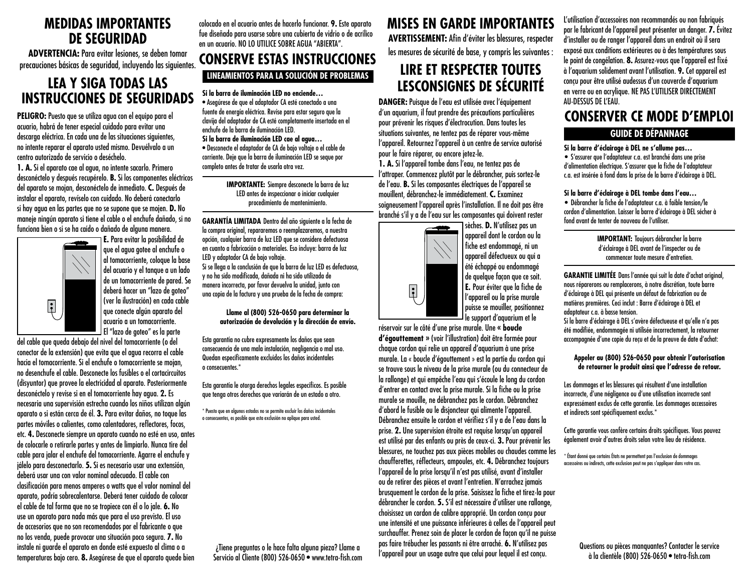# MEDIDAS IMPORTANTES DE SEGURIDAD

**ADVERTENCIA:** Para evitar lesiones, se deben tomar precauciones básicas de seguridad, incluyendo las siguientes.

## LEA Y SIGA TODAS LAS INSTRUCCIONES DE SEGURIDADS

**PELIGRO:** Puesto que se utiliza agua con el equipo para el acuario, habrá de tener especial cuidado para evitar una descarga eléctrica. En cada una de las situaciones siguientes, no intente reparar el aparato usted mismo. Devuélvalo a un centro autorizado de servicio o deséchelo.

**1. A.** Si el aparato cae al agua, no intente sacarlo. Primero desconéctelo y después recupérelo. **B.** Si los componentes eléctricos del aparato se mojan, desconéctelo de inmediato. **C.** Después de instalar el aparato, revíselo con cuidado. No deberá conectarlo si hay agua en las partes que no se supone que se mojen. **D.** No maneje ningún aparato si tiene el cable o el enchufe dañado, si no funciona bien o si se ha caído o dañado de alguna manera. **E.** Para evitar la posibilidad de que el agua gotee al enchufe o al tomacorriente, coloque la base del acuario y el tanque a un lado de un tomacorriente de pared. Se deberá hacer un "lazo de goteo" (ver la ilustración) en cada cable que conecte algún aparato del acuario a un tomacorriente. El "lazo de goteo" es la parte del cable que queda debajo del nivel del tomacorriente (o del conector de la extensión) que evita que el agua recorra el cable hacia el tomacorriente. Si el enchufe o tomacorriente se mojan, no desenchufe el cable. Desconecte los fusibles o el cortacircuitos (disyuntor) que provee la electricidad al aparato. Posteriormente desconéctelo y revise si en el tomacorriente hay agua. **2.** Es necesaria una supervisión estrecha cuando los niños utilizan algún aparato o si están cerca de él. **3.** Para evitar daños, no toque las partes móviles o calientes, como calentadores, reflectores, focos, etc. **4.** Desconecte siempre un aparato cuando no esté en uso, antes de colocarle o retirarle partes y antes de limpiarlo. Nunca tire del cable para jalar el enchufe del tomacorriente. Agarre el enchufe y jálelo para desconectarlo. **5.** Si es necesario usar una extensión, deberá usar una con valor nominal adecuado. El cable con clasificación para menos amperes o watts que el valor nominal del aparato, podría sobrecalentarse. Deberá tener cuidado de colocar el cable de tal forma que no se tropiece con él o lo jale. **6.** No use un aparato para nada más que para el uso previsto. El uso de accesorios que no son recomendados por el fabricante o que no los venda, puede provocar una situación poco segura. **7.** No instale ni guarde el aparato en donde esté expuesto al clima o a temperaturas bajo cero. **8.** Asegúrese de que el aparato quede bien colocado en el acuario antes de hacerlo funcionar. **9.** Este aparato fue diseñado para usarse sobre una cubierta de vidrio o de acrílico en un acuario. NO LO UTILICE SOBRE AGUA "ABIERTA".

## CONSERVE ESTAS INSTRUCCIONES

### LINEAMIENTOS PARA LA SOLUCIÓN DE PROBLEMAS

**Si la barra de iluminación LED no enciende…**
• Asegúrese de que el adaptador CA esté conectado a una fuente de energía eléctrica. Revise para estar seguro que la clavija del adaptador de CA esté completamente insertada en el enchufe de la barra de iluminación LED.

**Si la barra de iluminación LED cae al agua…**
• Desconecte el adaptador de CA de bajo voltaje o el cable de corriente. Deje que la barra de iluminación LED se seque por completo antes de tratar de usarla otra vez.

**IMPORTANTE:** Siempre desconecte la barra de luz LED antes de inspeccionar o iniciar cualquier procedimiento de mantenimiento.

**GARANTÍA LIMITADA** Dentro del año siguiente a la fecha de la compra original, repararemos o reemplazaremos, a nuestra opción, cualquier barra de luz LED que se considere defectuosa en cuanto a fabricación o materiales. Eso incluye: barra de luz LED y adaptador CA de bajo voltaje.
Si se llega a la conclusión de que la barra de luz LED es defectuosa, y no ha sido modificada, dañada ni ha sido utilizada de manera incorrecta, por favor devuelva la unidad, junto con una copia de la factura y una prueba de la fecha de compra:

**Llame al (800) 526-0650 para determinar la autorización de devolución y la dirección de envío.**

Esta garantía no cubre expresamente los daños que sean consecuencia de una mala instalación, negligencia o mal uso. Quedan específicamente excluidos los daños incidentales o consecuentes.*

Esta garantía le otorga derechos legales específicos. Es posible que tenga otros derechos que variarán de un estado a otro.

* Puesto que en algunos estados no se permite excluir los daños incidentales o consecuentes, es posible que esta exclusión no aplique para usted.

¿Tiene preguntas o le hace falta alguna pieza? Llame a Servicio al Cliente (800) 526-0650 • www.tetra-fish.com

# MISES EN GARDE IMPORTANTES

**AVERTISSEMENT:** Afin d'éviter les blessures, respecter les mesures de sécurité de base, y compris les suivantes :

## LIRE ET RESPECTER TOUTES LESCONSIGNES DE SÉCURITÉ

**DANGER:** Puisque de l'eau est utilisée avec l'équipement d'un aquarium, il faut prendre des précautions particulières pour prévenir les risques d'électrocution. Dans toutes les situations suivantes, ne tentez pas de réparer vous-même l'appareil. Retournez l'appareil à un centre de service autorisé pour le faire réparer, ou encore jetez-le.

**1. A.** Si l'appareil tombe dans l'eau, ne tentez pas de l'attraper. Commencez plutôt par le débrancher, puis sortez-le de l'eau. **B.** Si les composantes électriques de l'appareil se mouillent, débranchez-le immédiatement. **C.** Examinez soigneusement l'appareil après l'installation. Il ne doit pas être branché s'il y a de l'eau sur les composantes qui doivent rester sèches. **D.** N'utilisez pas un appareil dont le cordon ou la fiche est endommagé, ni un appareil défectueux ou qui a été échappé ou endommagé de quelque façon que ce soit. **E.** Pour éviter que la fiche de l'appareil ou la prise murale puisse se mouiller, positionnez le support d'aquarium et le réservoir sur le côté d'une prise murale. Une **« boucle d'égouttement »** (voir l'illustration) doit être formée pour chaque cordon qui relie un appareil d'aquarium à une prise murale. La « boucle d'égouttement » est la partie du cordon qui se trouve sous le niveau de la prise murale (ou du connecteur de la rallonge) et qui empêche l'eau qui s'écoule le long du cordon d'entrer en contact avec la prise murale. Si la fiche ou la prise murale se mouille, ne débranchez pas le cordon. Débranchez d'abord le fusible ou le disjoncteur qui alimente l'appareil. Débranchez ensuite le cordon et vérifiez s'il y a de l'eau dans la prise. **2.** Une supervision étroite est requise lorsqu'un appareil est utilisé par des enfants ou près de ceux-ci. **3.** Pour prévenir les blessures, ne touchez pas aux pièces mobiles ou chaudes comme les chaufferettes, réflecteurs, ampoules, etc. **4.** Débranchez toujours l'appareil de la prise lorsqu'il n'est pas utilisé, avant d'installer ou de retirer des pièces et avant l'entretien. N'arrachez jamais brusquement le cordon de la prise. Saisissez la fiche et tirez-la pour débrancher le cordon. **5.** S'il est nécessaire d'utiliser une rallonge, choisissez un cordon de calibre approprié. Un cordon conçu pour une intensité et une puissance inférieures à celles de l'appareil peut surchauffer. Prenez soin de placer le cordon de façon qu'il ne puisse pas faire trébucher les passants ni être arraché. **6.** N'utilisez pas l'appareil pour un usage autre que celui pour lequel il est conçu. L'utilisation d'accessoires non recommandés ou non fabriqués par le fabricant de l'appareil peut présenter un danger. **7.** Évitez d'installer ou de ranger l'appareil dans un endroit où il sera exposé aux conditions extérieures ou à des températures sous le point de congélation. **8.** Assurez-vous que l'appareil est fixé à l'aquarium solidement avant l'utilisation. **9.** Cet appareil est conçu pour être utilisé audessus d'un couvercle d'aquarium en verre ou en acrylique. NE PAS L'UTILISER DIRECTEMENT AU-DESSUS DE L'EAU.

## CONSERVER CE MODE D'EMPLOI

### GUIDE DE DÉPANNAGE

**Si la barre d'éclairage à DEL ne s'allume pas…**
• S'assurer que l'adaptateur c.a. est branché dans une prise d'alimentation électrique. S'assurer que la fiche de l'adaptateur c.a. est insérée à fond dans la prise de la barre d'éclairage à DEL.

**Si la barre d'éclairage à DEL tombe dans l'eau…**
• Débrancher la fiche de l'adaptateur c.a. à faible tension/le cordon d'alimentation. Laisser la barre d'éclairage à DEL sécher à fond avant de tenter de nouveau de l'utiliser.

**IMPORTANT:** Toujours débrancher la barre d'éclairage à DEL avant de l'inspecter ou de commencer toute mesure d'entretien.

**GARANTIE LIMITÉE** Dans l'année qui suit la date d'achat original, nous réparerons ou remplacerons, à notre discrétion, toute barre d'éclairage à DEL qui présente un défaut de fabrication ou de matières premières. Ceci inclut : Barre d'éclairage à DEL et adaptateur c.a. à basse tension.
Si la barre d'éclairage à DEL s'avère défectueuse et qu'elle n'a pas été modifiée, endommagée ni utilisée incorrectement, la retourner accompagnée d'une copie du reçu et de la preuve de date d'achat:

**Appeler au (800) 526-0650 pour obtenir l'autorisation de retourner le produit ainsi que l'adresse de retour.**

Les dommages et les blessures qui résultent d'une installation incorrecte, d'une négligence ou d'une utilisation incorrecte sont expressément exclus de cette garantie. Les dommages accessoires et indirects sont spécifiquement exclus.*

Cette garantie vous confère certains droits spécifiques. Vous pouvez également avoir d'autres droits selon votre lieu de résidence.

* Étant donné que certains États ne permettent pas l'exclusion de dommages accessoires ou indirects, cette exclusion peut ne pas s'appliquer dans votre cas.

Questions ou pièces manquantes? Contacter le service à la clientèle (800) 526-0650 • tetra-fish.com